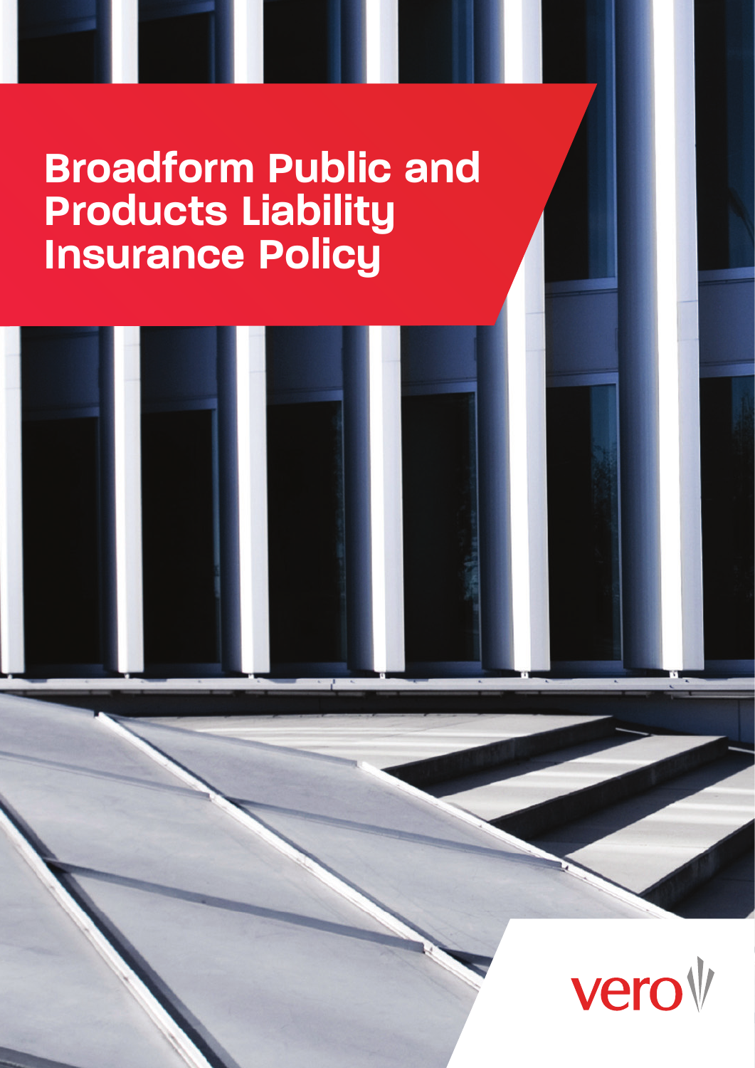# Broadform Public and Products Liability Insurance Policy

vero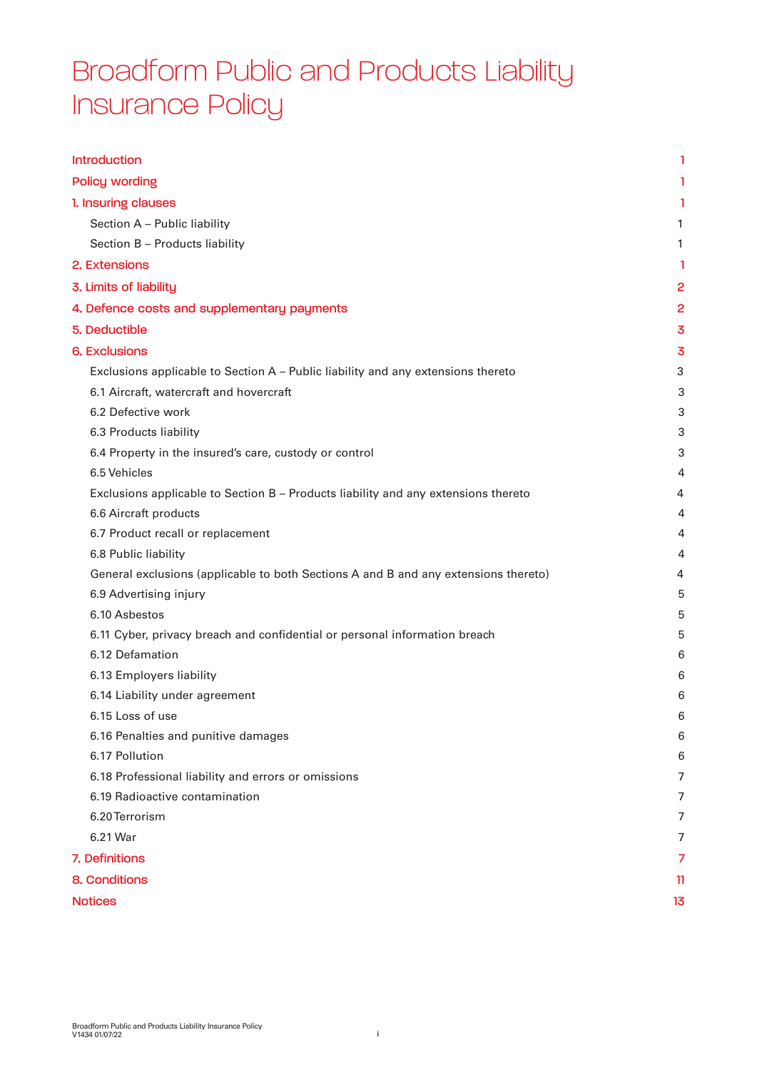# Broadform Public and Products Liability Insurance Policy

| | |
|---|---|
| Introduction | 1 |
| Policy wording | 1 |
| 1. Insuring clauses | 1 |
| Section A – Public liability | 1 |
| Section B – Products liability | 1 |
| 2. Extensions | 1 |
| 3. Limits of liability | 2 |
| 4. Defence costs and supplementary payments | 2 |
| 5. Deductible | 3 |
| 6. Exclusions | 3 |
| Exclusions applicable to Section A – Public liability and any extensions thereto | 3 |
| 6.1 Aircraft, watercraft and hovercraft | 3 |
| 6.2 Defective work | 3 |
| 6.3 Products liability | 3 |
| 6.4 Property in the insured's care, custody or control | 3 |
| 6.5 Vehicles | 4 |
| Exclusions applicable to Section B – Products liability and any extensions thereto | 4 |
| 6.6 Aircraft products | 4 |
| 6.7 Product recall or replacement | 4 |
| 6.8 Public liability | 4 |
| General exclusions (applicable to both Sections A and B and any extensions thereto) | 4 |
| 6.9 Advertising injury | 5 |
| 6.10 Asbestos | 5 |
| 6.11 Cyber, privacy breach and confidential or personal information breach | 5 |
| 6.12 Defamation | 6 |
| 6.13 Employers liability | 6 |
| 6.14 Liability under agreement | 6 |
| 6.15 Loss of use | 6 |
| 6.16 Penalties and punitive damages | 6 |
| 6.17 Pollution | 6 |
| 6.18 Professional liability and errors or omissions | 7 |
| 6.19 Radioactive contamination | 7 |
| 6.20 Terrorism | 7 |
| 6.21 War | 7 |
| 7. Definitions | 7 |
| 8. Conditions | 11 |
| Notices | 13 |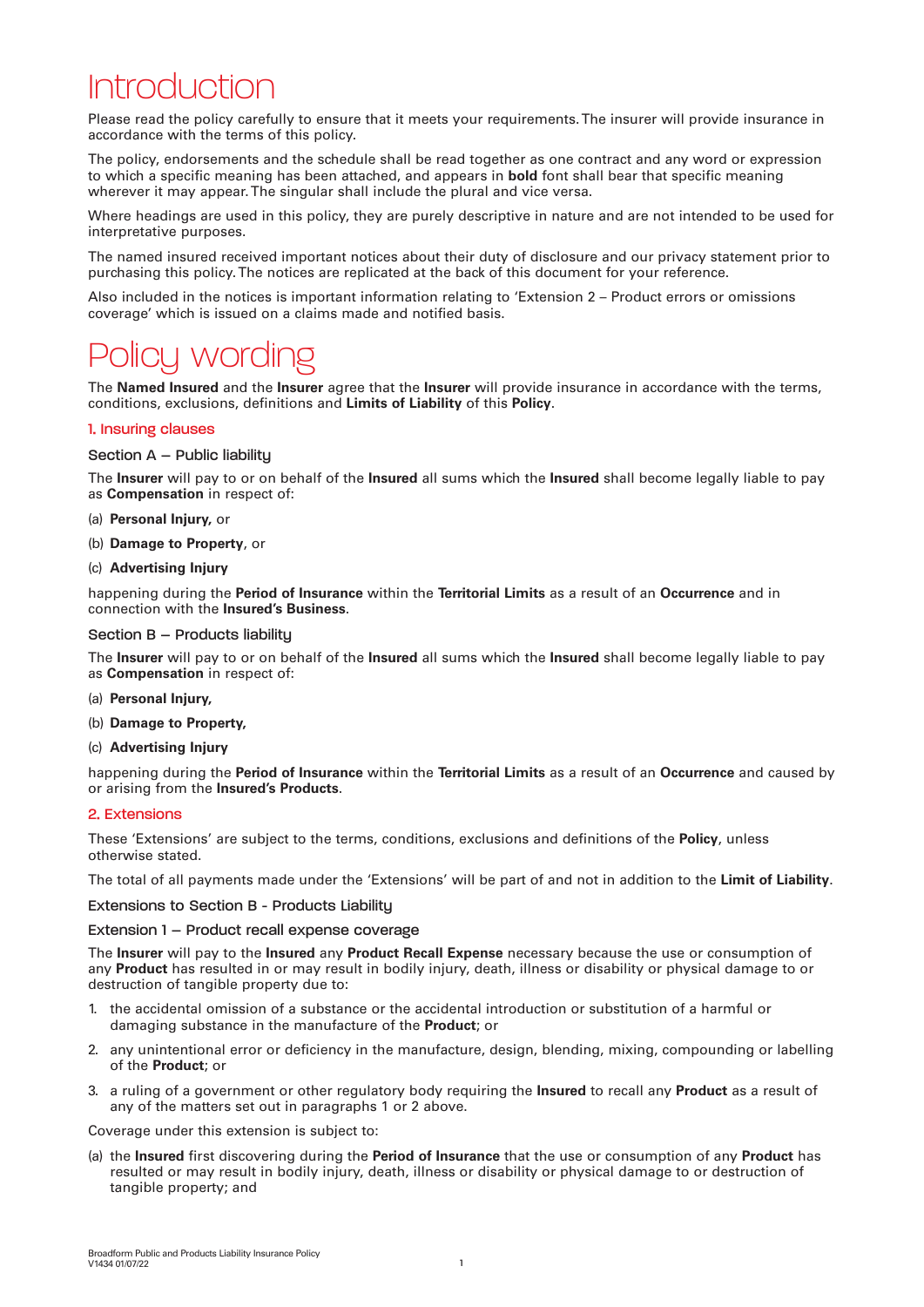# Introduction

Please read the policy carefully to ensure that it meets your requirements. The insurer will provide insurance in accordance with the terms of this policy.

The policy, endorsements and the schedule shall be read together as one contract and any word or expression to which a specific meaning has been attached, and appears in **bold** font shall bear that specific meaning wherever it may appear. The singular shall include the plural and vice versa.

Where headings are used in this policy, they are purely descriptive in nature and are not intended to be used for interpretative purposes.

The named insured received important notices about their duty of disclosure and our privacy statement prior to purchasing this policy. The notices are replicated at the back of this document for your reference.

Also included in the notices is important information relating to 'Extension 2 – Product errors or omissions coverage' which is issued on a claims made and notified basis.

# Policy wording

The **Named Insured** and the **Insurer** agree that the **Insurer** will provide insurance in accordance with the terms, conditions, exclusions, definitions and **Limits of Liability** of this **Policy**.

## 1. Insuring clauses

### Section A – Public liability

The **Insurer** will pay to or on behalf of the **Insured** all sums which the **Insured** shall become legally liable to pay as **Compensation** in respect of:

(a) **Personal Injury,** or

(b) **Damage to Property**, or

(c) **Advertising Injury**

happening during the **Period of Insurance** within the **Territorial Limits** as a result of an **Occurrence** and in connection with the **Insured's Business**.

### Section B – Products liability

The **Insurer** will pay to or on behalf of the **Insured** all sums which the **Insured** shall become legally liable to pay as **Compensation** in respect of:

(a) **Personal Injury,**

(b) **Damage to Property,**

(c) **Advertising Injury**

happening during the **Period of Insurance** within the **Territorial Limits** as a result of an **Occurrence** and caused by or arising from the **Insured's Products**.

## 2. Extensions

These 'Extensions' are subject to the terms, conditions, exclusions and definitions of the **Policy**, unless otherwise stated.

The total of all payments made under the 'Extensions' will be part of and not in addition to the **Limit of Liability**.

### Extensions to Section B - Products Liability

### Extension 1 – Product recall expense coverage

The **Insurer** will pay to the **Insured** any **Product Recall Expense** necessary because the use or consumption of any **Product** has resulted in or may result in bodily injury, death, illness or disability or physical damage to or destruction of tangible property due to:

1. the accidental omission of a substance or the accidental introduction or substitution of a harmful or damaging substance in the manufacture of the **Product**; or
2. any unintentional error or deficiency in the manufacture, design, blending, mixing, compounding or labelling of the **Product**; or
3. a ruling of a government or other regulatory body requiring the **Insured** to recall any **Product** as a result of any of the matters set out in paragraphs 1 or 2 above.

Coverage under this extension is subject to:

(a) the **Insured** first discovering during the **Period of Insurance** that the use or consumption of any **Product** has resulted or may result in bodily injury, death, illness or disability or physical damage to or destruction of tangible property; and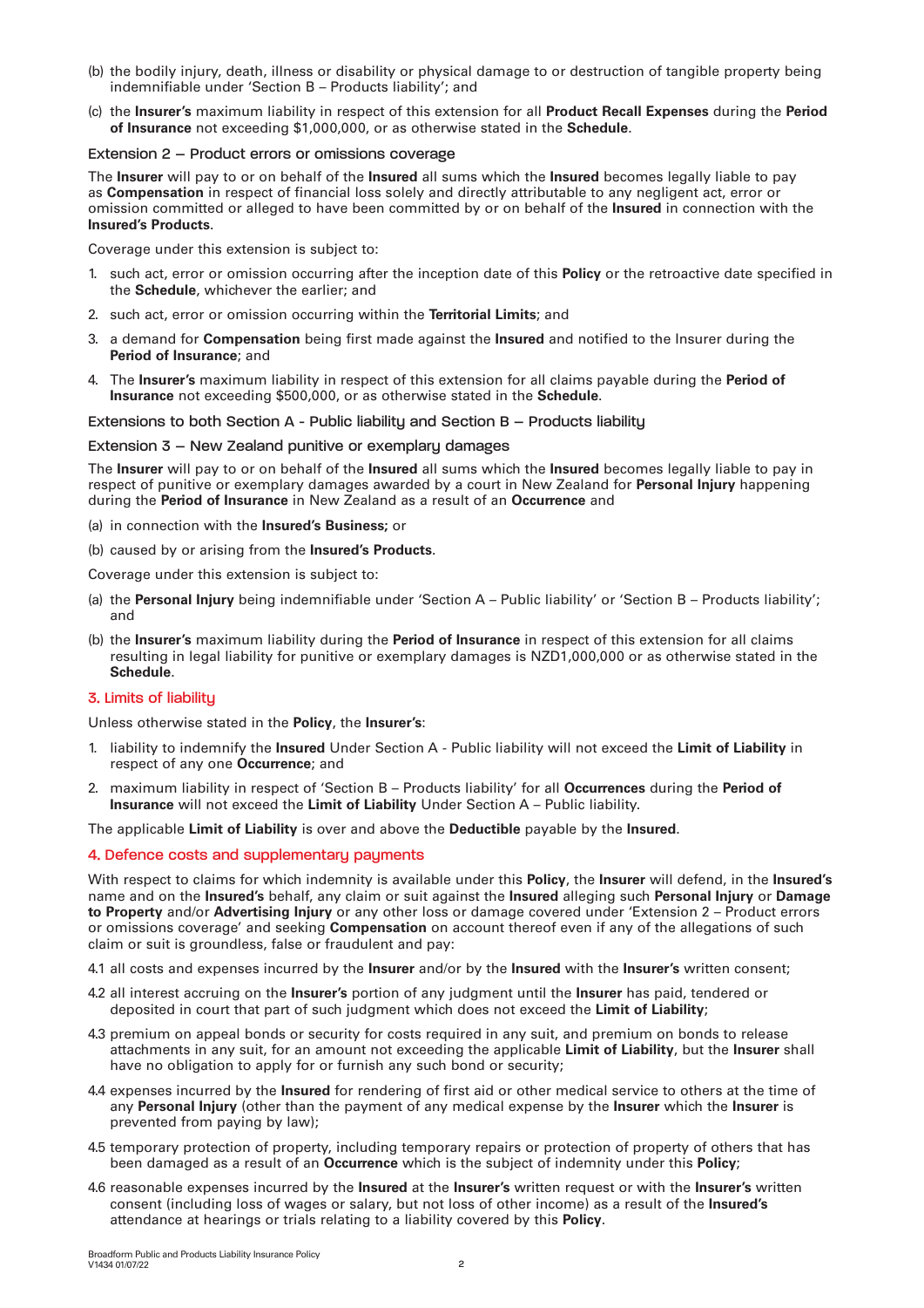(b) the bodily injury, death, illness or disability or physical damage to or destruction of tangible property being indemnifiable under 'Section B – Products liability'; and

(c) the **Insurer's** maximum liability in respect of this extension for all **Product Recall Expenses** during the **Period of Insurance** not exceeding $1,000,000, or as otherwise stated in the **Schedule**.

### Extension 2 – Product errors or omissions coverage

The **Insurer** will pay to or on behalf of the **Insured** all sums which the **Insured** becomes legally liable to pay as **Compensation** in respect of financial loss solely and directly attributable to any negligent act, error or omission committed or alleged to have been committed by or on behalf of the **Insured** in connection with the **Insured's Products**.

Coverage under this extension is subject to:

1. such act, error or omission occurring after the inception date of this **Policy** or the retroactive date specified in the **Schedule**, whichever the earlier; and
2. such act, error or omission occurring within the **Territorial Limits**; and
3. a demand for **Compensation** being first made against the **Insured** and notified to the Insurer during the **Period of Insurance**; and
4. The **Insurer's** maximum liability in respect of this extension for all claims payable during the **Period of Insurance** not exceeding $500,000, or as otherwise stated in the **Schedule**.

### Extensions to both Section A - Public liability and Section B – Products liability

### Extension 3 – New Zealand punitive or exemplary damages

The **Insurer** will pay to or on behalf of the **Insured** all sums which the **Insured** becomes legally liable to pay in respect of punitive or exemplary damages awarded by a court in New Zealand for **Personal Injury** happening during the **Period of Insurance** in New Zealand as a result of an **Occurrence** and

(a) in connection with the **Insured's Business;** or

(b) caused by or arising from the **Insured's Products**.

Coverage under this extension is subject to:

(a) the **Personal Injury** being indemnifiable under 'Section A – Public liability' or 'Section B – Products liability'; and

(b) the **Insurer's** maximum liability during the **Period of Insurance** in respect of this extension for all claims resulting in legal liability for punitive or exemplary damages is NZD1,000,000 or as otherwise stated in the **Schedule**.

## 3. Limits of liability

Unless otherwise stated in the **Policy**, the **Insurer's**:

1. liability to indemnify the **Insured** Under Section A - Public liability will not exceed the **Limit of Liability** in respect of any one **Occurrence**; and
2. maximum liability in respect of 'Section B – Products liability' for all **Occurrences** during the **Period of Insurance** will not exceed the **Limit of Liability** Under Section A – Public liability.

The applicable **Limit of Liability** is over and above the **Deductible** payable by the **Insured**.

## 4. Defence costs and supplementary payments

With respect to claims for which indemnity is available under this **Policy**, the **Insurer** will defend, in the **Insured's** name and on the **Insured's** behalf, any claim or suit against the **Insured** alleging such **Personal Injury** or **Damage to Property** and/or **Advertising Injury** or any other loss or damage covered under 'Extension 2 – Product errors or omissions coverage' and seeking **Compensation** on account thereof even if any of the allegations of such claim or suit is groundless, false or fraudulent and pay:

4.1 all costs and expenses incurred by the **Insurer** and/or by the **Insured** with the **Insurer's** written consent;

4.2 all interest accruing on the **Insurer's** portion of any judgment until the **Insurer** has paid, tendered or deposited in court that part of such judgment which does not exceed the **Limit of Liability**;

4.3 premium on appeal bonds or security for costs required in any suit, and premium on bonds to release attachments in any suit, for an amount not exceeding the applicable **Limit of Liability**, but the **Insurer** shall have no obligation to apply for or furnish any such bond or security;

4.4 expenses incurred by the **Insured** for rendering of first aid or other medical service to others at the time of any **Personal Injury** (other than the payment of any medical expense by the **Insurer** which the **Insurer** is prevented from paying by law);

4.5 temporary protection of property, including temporary repairs or protection of property of others that has been damaged as a result of an **Occurrence** which is the subject of indemnity under this **Policy**;

4.6 reasonable expenses incurred by the **Insured** at the **Insurer's** written request or with the **Insurer's** written consent (including loss of wages or salary, but not loss of other income) as a result of the **Insured's** attendance at hearings or trials relating to a liability covered by this **Policy**.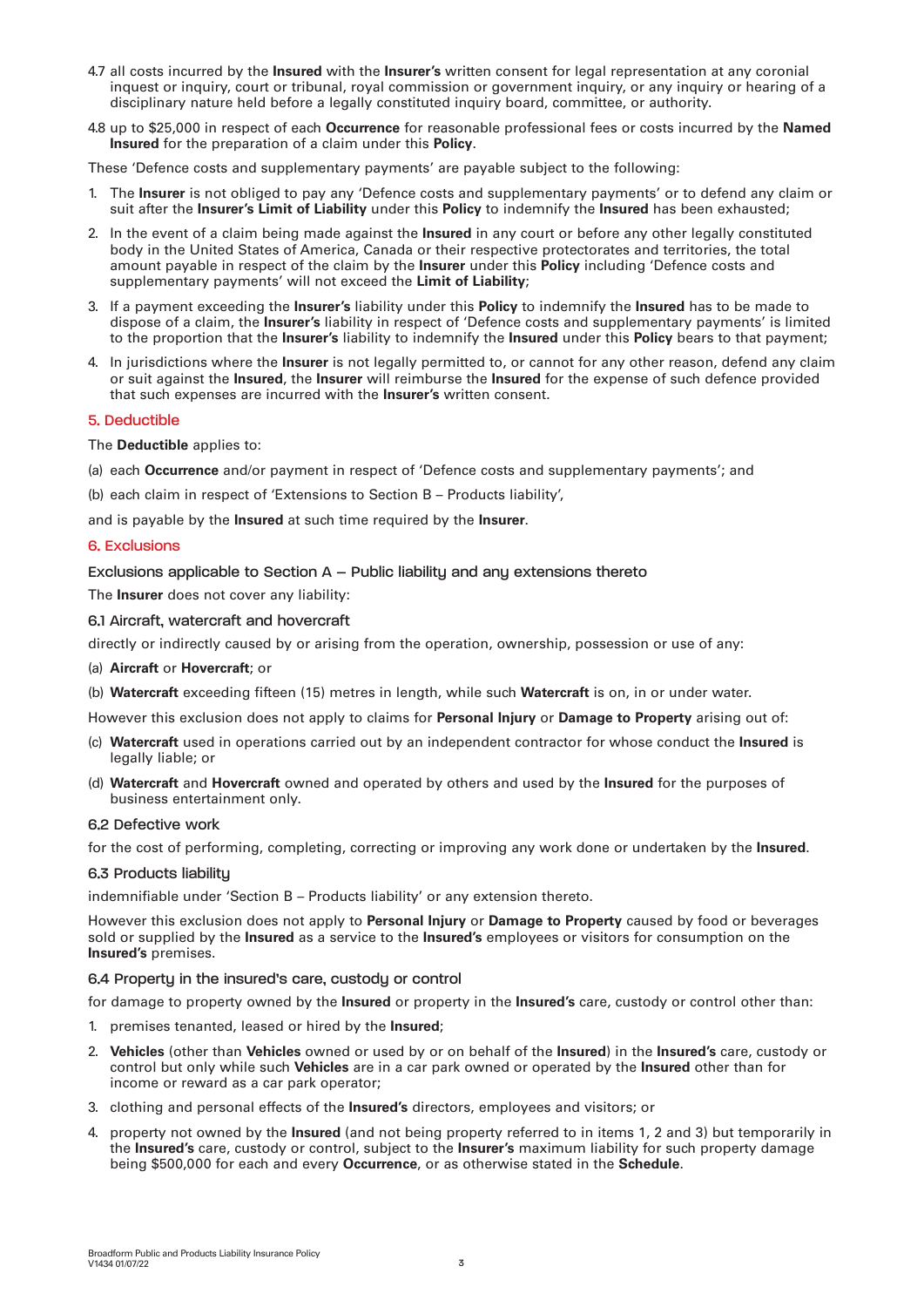4.7 all costs incurred by the **Insured** with the **Insurer's** written consent for legal representation at any coronial inquest or inquiry, court or tribunal, royal commission or government inquiry, or any inquiry or hearing of a disciplinary nature held before a legally constituted inquiry board, committee, or authority.

4.8 up to $25,000 in respect of each **Occurrence** for reasonable professional fees or costs incurred by the **Named Insured** for the preparation of a claim under this **Policy**.

These 'Defence costs and supplementary payments' are payable subject to the following:

1. The **Insurer** is not obliged to pay any 'Defence costs and supplementary payments' or to defend any claim or suit after the **Insurer's Limit of Liability** under this **Policy** to indemnify the **Insured** has been exhausted;
2. In the event of a claim being made against the **Insured** in any court or before any other legally constituted body in the United States of America, Canada or their respective protectorates and territories, the total amount payable in respect of the claim by the **Insurer** under this **Policy** including 'Defence costs and supplementary payments' will not exceed the **Limit of Liability**;
3. If a payment exceeding the **Insurer's** liability under this **Policy** to indemnify the **Insured** has to be made to dispose of a claim, the **Insurer's** liability in respect of 'Defence costs and supplementary payments' is limited to the proportion that the **Insurer's** liability to indemnify the **Insured** under this **Policy** bears to that payment;
4. In jurisdictions where the **Insurer** is not legally permitted to, or cannot for any other reason, defend any claim or suit against the **Insured**, the **Insurer** will reimburse the **Insured** for the expense of such defence provided that such expenses are incurred with the **Insurer's** written consent.

## 5. Deductible

The **Deductible** applies to:

(a) each **Occurrence** and/or payment in respect of 'Defence costs and supplementary payments'; and

(b) each claim in respect of 'Extensions to Section B – Products liability',

and is payable by the **Insured** at such time required by the **Insurer**.

## 6. Exclusions

### Exclusions applicable to Section A – Public liability and any extensions thereto

The **Insurer** does not cover any liability:

#### 6.1 Aircraft, watercraft and hovercraft

directly or indirectly caused by or arising from the operation, ownership, possession or use of any:

(a) **Aircraft** or **Hovercraft**; or

(b) **Watercraft** exceeding fifteen (15) metres in length, while such **Watercraft** is on, in or under water.

However this exclusion does not apply to claims for **Personal Injury** or **Damage to Property** arising out of:

(c) **Watercraft** used in operations carried out by an independent contractor for whose conduct the **Insured** is legally liable; or

(d) **Watercraft** and **Hovercraft** owned and operated by others and used by the **Insured** for the purposes of business entertainment only.

#### 6.2 Defective work

for the cost of performing, completing, correcting or improving any work done or undertaken by the **Insured**.

#### 6.3 Products liability

indemnifiable under 'Section B – Products liability' or any extension thereto.

However this exclusion does not apply to **Personal Injury** or **Damage to Property** caused by food or beverages sold or supplied by the **Insured** as a service to the **Insured's** employees or visitors for consumption on the **Insured's** premises.

#### 6.4 Property in the insured's care, custody or control

for damage to property owned by the **Insured** or property in the **Insured's** care, custody or control other than:

1. premises tenanted, leased or hired by the **Insured**;
2. **Vehicles** (other than **Vehicles** owned or used by or on behalf of the **Insured**) in the **Insured's** care, custody or control but only while such **Vehicles** are in a car park owned or operated by the **Insured** other than for income or reward as a car park operator;
3. clothing and personal effects of the **Insured's** directors, employees and visitors; or
4. property not owned by the **Insured** (and not being property referred to in items 1, 2 and 3) but temporarily in the **Insured's** care, custody or control, subject to the **Insurer's** maximum liability for such property damage being $500,000 for each and every **Occurrence**, or as otherwise stated in the **Schedule**.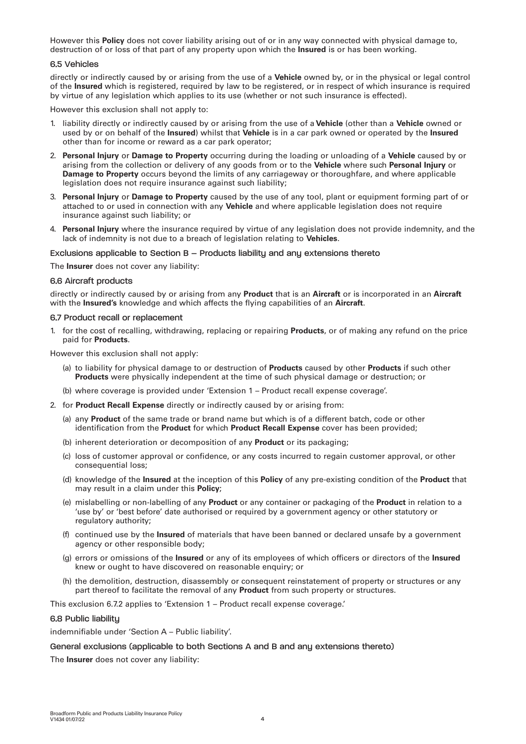However this **Policy** does not cover liability arising out of or in any way connected with physical damage to, destruction of or loss of that part of any property upon which the **Insured** is or has been working.

### 6.5 Vehicles

directly or indirectly caused by or arising from the use of a **Vehicle** owned by, or in the physical or legal control of the **Insured** which is registered, required by law to be registered, or in respect of which insurance is required by virtue of any legislation which applies to its use (whether or not such insurance is effected).

However this exclusion shall not apply to:

1. liability directly or indirectly caused by or arising from the use of a **Vehicle** (other than a **Vehicle** owned or used by or on behalf of the **Insured**) whilst that **Vehicle** is in a car park owned or operated by the **Insured** other than for income or reward as a car park operator;
2. **Personal Injury** or **Damage to Property** occurring during the loading or unloading of a **Vehicle** caused by or arising from the collection or delivery of any goods from or to the **Vehicle** where such **Personal Injury** or **Damage to Property** occurs beyond the limits of any carriageway or thoroughfare, and where applicable legislation does not require insurance against such liability;
3. **Personal Injury** or **Damage to Property** caused by the use of any tool, plant or equipment forming part of or attached to or used in connection with any **Vehicle** and where applicable legislation does not require insurance against such liability; or
4. **Personal Injury** where the insurance required by virtue of any legislation does not provide indemnity, and the lack of indemnity is not due to a breach of legislation relating to **Vehicles**.

## Exclusions applicable to Section B – Products liability and any extensions thereto

The **Insurer** does not cover any liability:

### 6.6 Aircraft products

directly or indirectly caused by or arising from any **Product** that is an **Aircraft** or is incorporated in an **Aircraft** with the **Insured's** knowledge and which affects the flying capabilities of an **Aircraft**.

### 6.7 Product recall or replacement

1. for the cost of recalling, withdrawing, replacing or repairing **Products**, or of making any refund on the price paid for **Products**.

However this exclusion shall not apply:

   (a) to liability for physical damage to or destruction of **Products** caused by other **Products** if such other **Products** were physically independent at the time of such physical damage or destruction; or

   (b) where coverage is provided under 'Extension 1 – Product recall expense coverage'.

2. for **Product Recall Expense** directly or indirectly caused by or arising from:

   (a) any **Product** of the same trade or brand name but which is of a different batch, code or other identification from the **Product** for which **Product Recall Expense** cover has been provided;

   (b) inherent deterioration or decomposition of any **Product** or its packaging;

   (c) loss of customer approval or confidence, or any costs incurred to regain customer approval, or other consequential loss;

   (d) knowledge of the **Insured** at the inception of this **Policy** of any pre-existing condition of the **Product** that may result in a claim under this **Policy**;

   (e) mislabelling or non-labelling of any **Product** or any container or packaging of the **Product** in relation to a 'use by' or 'best before' date authorised or required by a government agency or other statutory or regulatory authority;

   (f) continued use by the **Insured** of materials that have been banned or declared unsafe by a government agency or other responsible body;

   (g) errors or omissions of the **Insured** or any of its employees of which officers or directors of the **Insured** knew or ought to have discovered on reasonable enquiry; or

   (h) the demolition, destruction, disassembly or consequent reinstatement of property or structures or any part thereof to facilitate the removal of any **Product** from such property or structures.

This exclusion 6.7.2 applies to 'Extension 1 – Product recall expense coverage.'

### 6.8 Public liability

indemnifiable under 'Section A – Public liability'.

## General exclusions (applicable to both Sections A and B and any extensions thereto)

The **Insurer** does not cover any liability: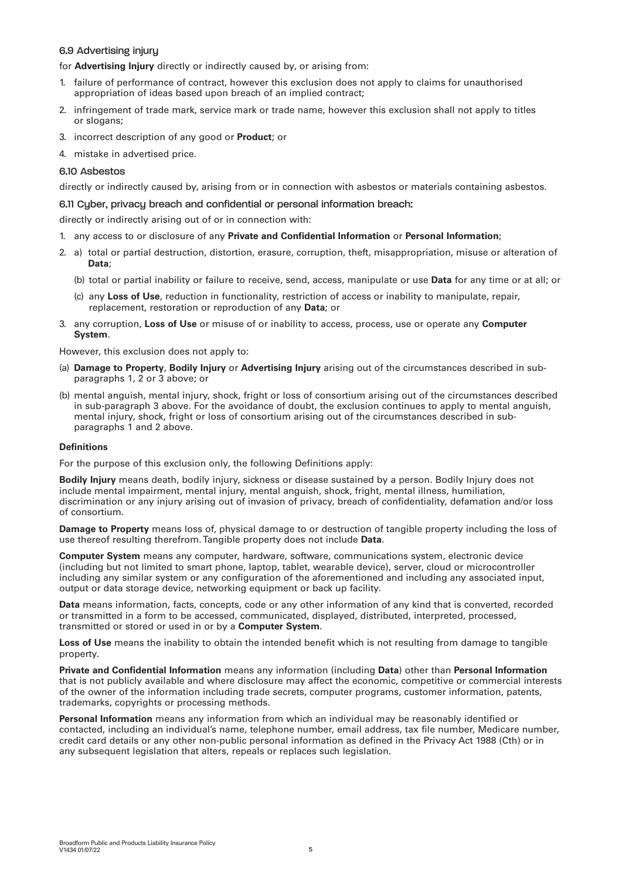### 6.9 Advertising injury

for **Advertising Injury** directly or indirectly caused by, or arising from:

1. failure of performance of contract, however this exclusion does not apply to claims for unauthorised appropriation of ideas based upon breach of an implied contract;
2. infringement of trade mark, service mark or trade name, however this exclusion shall not apply to titles or slogans;
3. incorrect description of any good or **Product**; or
4. mistake in advertised price.

### 6.10 Asbestos

directly or indirectly caused by, arising from or in connection with asbestos or materials containing asbestos.

### 6.11 Cyber, privacy breach and confidential or personal information breach:

directly or indirectly arising out of or in connection with:

1. any access to or disclosure of any **Private and Confidential Information** or **Personal Information**;
2. a) total or partial destruction, distortion, erasure, corruption, theft, misappropriation, misuse or alteration of **Data**;

   (b) total or partial inability or failure to receive, send, access, manipulate or use **Data** for any time or at all; or

   (c) any **Loss of Use**, reduction in functionality, restriction of access or inability to manipulate, repair, replacement, restoration or reproduction of any **Data**; or
3. any corruption, **Loss of Use** or misuse of or inability to access, process, use or operate any **Computer System**.

However, this exclusion does not apply to:

(a) **Damage to Property**, **Bodily Injury** or **Advertising Injury** arising out of the circumstances described in sub-paragraphs 1, 2 or 3 above; or

(b) mental anguish, mental injury, shock, fright or loss of consortium arising out of the circumstances described in sub-paragraph 3 above. For the avoidance of doubt, the exclusion continues to apply to mental anguish, mental injury, shock, fright or loss of consortium arising out of the circumstances described in sub-paragraphs 1 and 2 above.

**Definitions**

For the purpose of this exclusion only, the following Definitions apply:

**Bodily Injury** means death, bodily injury, sickness or disease sustained by a person. Bodily Injury does not include mental impairment, mental injury, mental anguish, shock, fright, mental illness, humiliation, discrimination or any injury arising out of invasion of privacy, breach of confidentiality, defamation and/or loss of consortium.

**Damage to Property** means loss of, physical damage to or destruction of tangible property including the loss of use thereof resulting therefrom. Tangible property does not include **Data**.

**Computer System** means any computer, hardware, software, communications system, electronic device (including but not limited to smart phone, laptop, tablet, wearable device), server, cloud or microcontroller including any similar system or any configuration of the aforementioned and including any associated input, output or data storage device, networking equipment or back up facility.

**Data** means information, facts, concepts, code or any other information of any kind that is converted, recorded or transmitted in a form to be accessed, communicated, displayed, distributed, interpreted, processed, transmitted or stored or used in or by a **Computer System**.

**Loss of Use** means the inability to obtain the intended benefit which is not resulting from damage to tangible property.

**Private and Confidential Information** means any information (including **Data**) other than **Personal Information** that is not publicly available and where disclosure may affect the economic, competitive or commercial interests of the owner of the information including trade secrets, computer programs, customer information, patents, trademarks, copyrights or processing methods.

**Personal Information** means any information from which an individual may be reasonably identified or contacted, including an individual's name, telephone number, email address, tax file number, Medicare number, credit card details or any other non-public personal information as defined in the Privacy Act 1988 (Cth) or in any subsequent legislation that alters, repeals or replaces such legislation.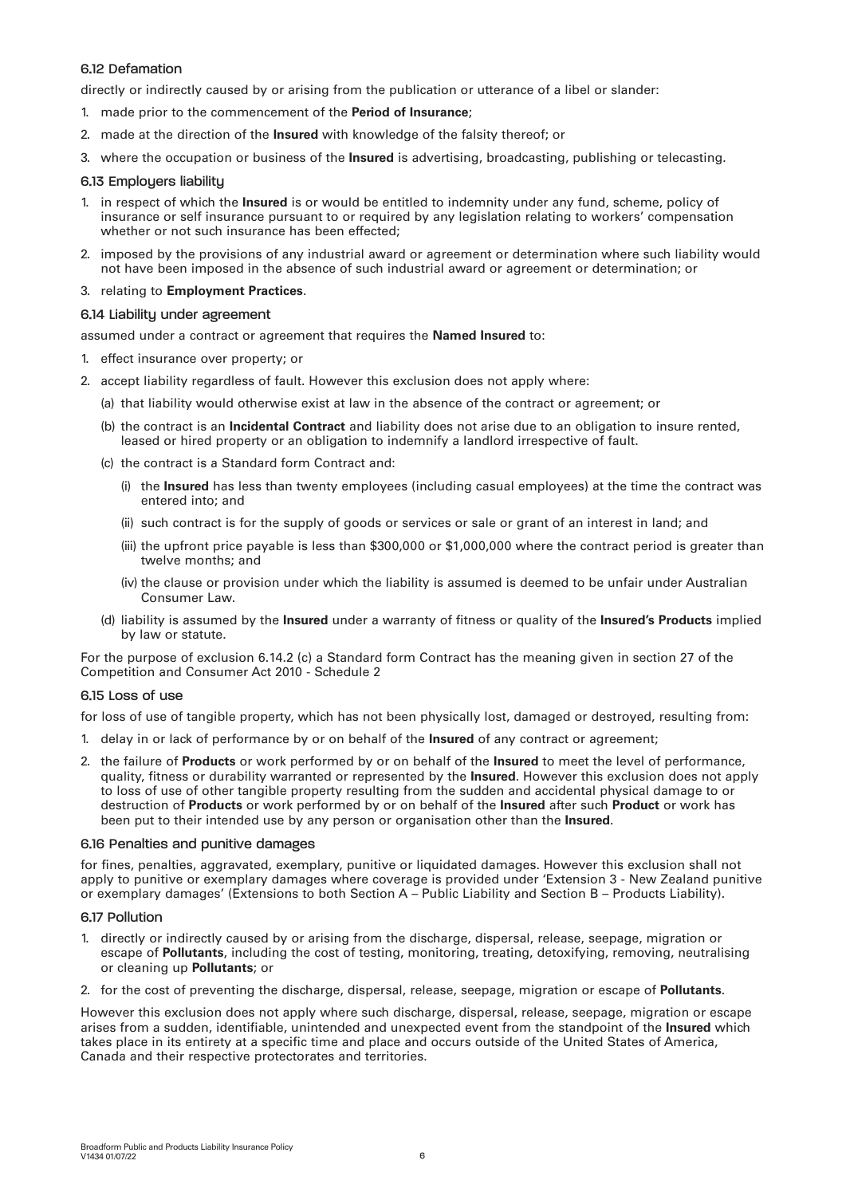### 6.12 Defamation

directly or indirectly caused by or arising from the publication or utterance of a libel or slander:

1. made prior to the commencement of the **Period of Insurance**;
2. made at the direction of the **Insured** with knowledge of the falsity thereof; or
3. where the occupation or business of the **Insured** is advertising, broadcasting, publishing or telecasting.

### 6.13 Employers liability

1. in respect of which the **Insured** is or would be entitled to indemnity under any fund, scheme, policy of insurance or self insurance pursuant to or required by any legislation relating to workers' compensation whether or not such insurance has been effected;
2. imposed by the provisions of any industrial award or agreement or determination where such liability would not have been imposed in the absence of such industrial award or agreement or determination; or
3. relating to **Employment Practices**.

### 6.14 Liability under agreement

assumed under a contract or agreement that requires the **Named Insured** to:

1. effect insurance over property; or
2. accept liability regardless of fault. However this exclusion does not apply where:
   (a) that liability would otherwise exist at law in the absence of the contract or agreement; or
   (b) the contract is an **Incidental Contract** and liability does not arise due to an obligation to insure rented, leased or hired property or an obligation to indemnify a landlord irrespective of fault.
   (c) the contract is a Standard form Contract and:
      (i) the **Insured** has less than twenty employees (including casual employees) at the time the contract was entered into; and
      (ii) such contract is for the supply of goods or services or sale or grant of an interest in land; and
      (iii) the upfront price payable is less than $300,000 or $1,000,000 where the contract period is greater than twelve months; and
      (iv) the clause or provision under which the liability is assumed is deemed to be unfair under Australian Consumer Law.
   (d) liability is assumed by the **Insured** under a warranty of fitness or quality of the **Insured's Products** implied by law or statute.

For the purpose of exclusion 6.14.2 (c) a Standard form Contract has the meaning given in section 27 of the Competition and Consumer Act 2010 - Schedule 2

### 6.15 Loss of use

for loss of use of tangible property, which has not been physically lost, damaged or destroyed, resulting from:

1. delay in or lack of performance by or on behalf of the **Insured** of any contract or agreement;
2. the failure of **Products** or work performed by or on behalf of the **Insured** to meet the level of performance, quality, fitness or durability warranted or represented by the **Insured**. However this exclusion does not apply to loss of use of other tangible property resulting from the sudden and accidental physical damage to or destruction of **Products** or work performed by or on behalf of the **Insured** after such **Product** or work has been put to their intended use by any person or organisation other than the **Insured**.

### 6.16 Penalties and punitive damages

for fines, penalties, aggravated, exemplary, punitive or liquidated damages. However this exclusion shall not apply to punitive or exemplary damages where coverage is provided under 'Extension 3 - New Zealand punitive or exemplary damages' (Extensions to both Section A – Public Liability and Section B – Products Liability).

### 6.17 Pollution

1. directly or indirectly caused by or arising from the discharge, dispersal, release, seepage, migration or escape of **Pollutants**, including the cost of testing, monitoring, treating, detoxifying, removing, neutralising or cleaning up **Pollutants**; or
2. for the cost of preventing the discharge, dispersal, release, seepage, migration or escape of **Pollutants**.

However this exclusion does not apply where such discharge, dispersal, release, seepage, migration or escape arises from a sudden, identifiable, unintended and unexpected event from the standpoint of the **Insured** which takes place in its entirety at a specific time and place and occurs outside of the United States of America, Canada and their respective protectorates and territories.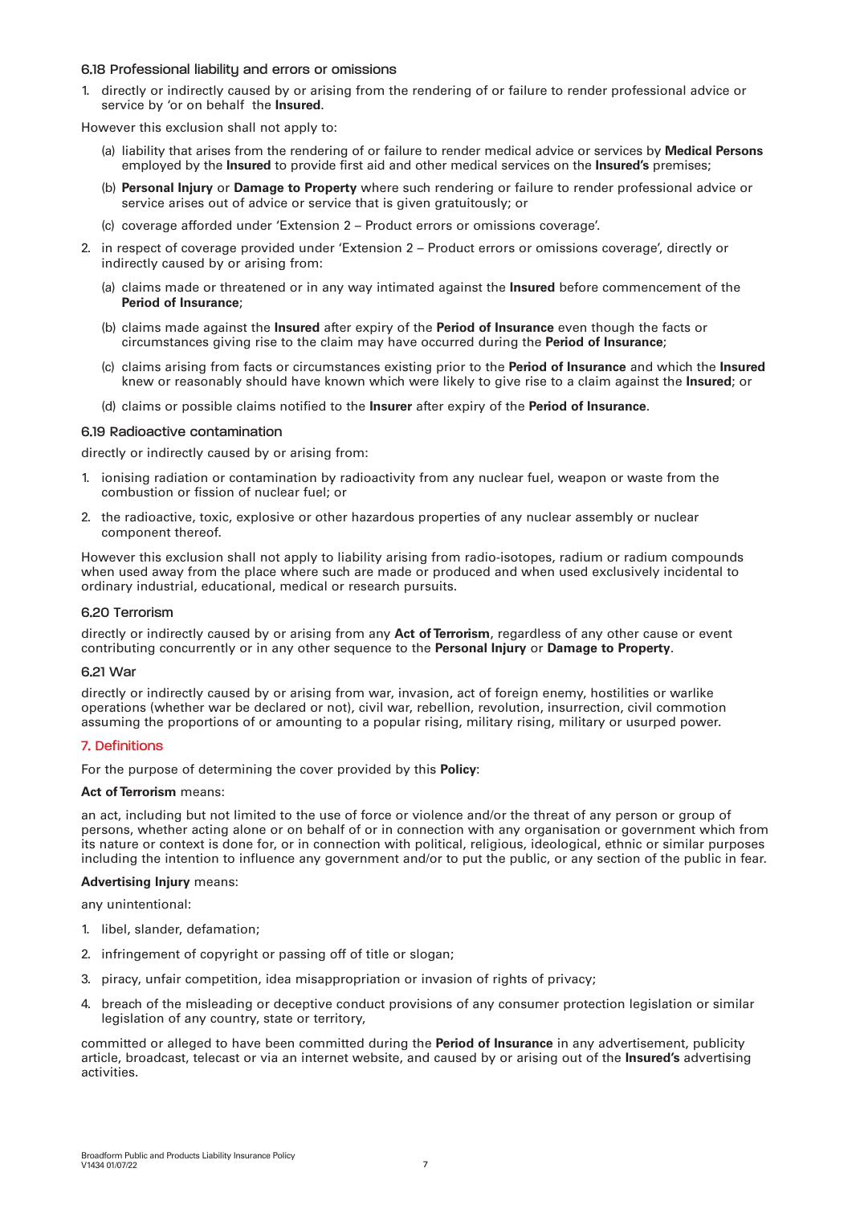### 6.18 Professional liability and errors or omissions

1. directly or indirectly caused by or arising from the rendering of or failure to render professional advice or service by 'or on behalf the **Insured**.

However this exclusion shall not apply to:

   (a) liability that arises from the rendering of or failure to render medical advice or services by **Medical Persons** employed by the **Insured** to provide first aid and other medical services on the **Insured's** premises;

   (b) **Personal Injury** or **Damage to Property** where such rendering or failure to render professional advice or service arises out of advice or service that is given gratuitously; or

   (c) coverage afforded under 'Extension 2 – Product errors or omissions coverage'.

2. in respect of coverage provided under 'Extension 2 – Product errors or omissions coverage', directly or indirectly caused by or arising from:

   (a) claims made or threatened or in any way intimated against the **Insured** before commencement of the **Period of Insurance**;

   (b) claims made against the **Insured** after expiry of the **Period of Insurance** even though the facts or circumstances giving rise to the claim may have occurred during the **Period of Insurance**;

   (c) claims arising from facts or circumstances existing prior to the **Period of Insurance** and which the **Insured** knew or reasonably should have known which were likely to give rise to a claim against the **Insured**; or

   (d) claims or possible claims notified to the **Insurer** after expiry of the **Period of Insurance**.

### 6.19 Radioactive contamination

directly or indirectly caused by or arising from:

1. ionising radiation or contamination by radioactivity from any nuclear fuel, weapon or waste from the combustion or fission of nuclear fuel; or
2. the radioactive, toxic, explosive or other hazardous properties of any nuclear assembly or nuclear component thereof.

However this exclusion shall not apply to liability arising from radio-isotopes, radium or radium compounds when used away from the place where such are made or produced and when used exclusively incidental to ordinary industrial, educational, medical or research pursuits.

### 6.20 Terrorism

directly or indirectly caused by or arising from any **Act of Terrorism**, regardless of any other cause or event contributing concurrently or in any other sequence to the **Personal Injury** or **Damage to Property**.

### 6.21 War

directly or indirectly caused by or arising from war, invasion, act of foreign enemy, hostilities or warlike operations (whether war be declared or not), civil war, rebellion, revolution, insurrection, civil commotion assuming the proportions of or amounting to a popular rising, military rising, military or usurped power.

## 7. Definitions

For the purpose of determining the cover provided by this **Policy**:

**Act of Terrorism** means:

an act, including but not limited to the use of force or violence and/or the threat of any person or group of persons, whether acting alone or on behalf of or in connection with any organisation or government which from its nature or context is done for, or in connection with political, religious, ideological, ethnic or similar purposes including the intention to influence any government and/or to put the public, or any section of the public in fear.

**Advertising Injury** means:

any unintentional:

1. libel, slander, defamation;
2. infringement of copyright or passing off of title or slogan;
3. piracy, unfair competition, idea misappropriation or invasion of rights of privacy;
4. breach of the misleading or deceptive conduct provisions of any consumer protection legislation or similar legislation of any country, state or territory,

committed or alleged to have been committed during the **Period of Insurance** in any advertisement, publicity article, broadcast, telecast or via an internet website, and caused by or arising out of the **Insured's** advertising activities.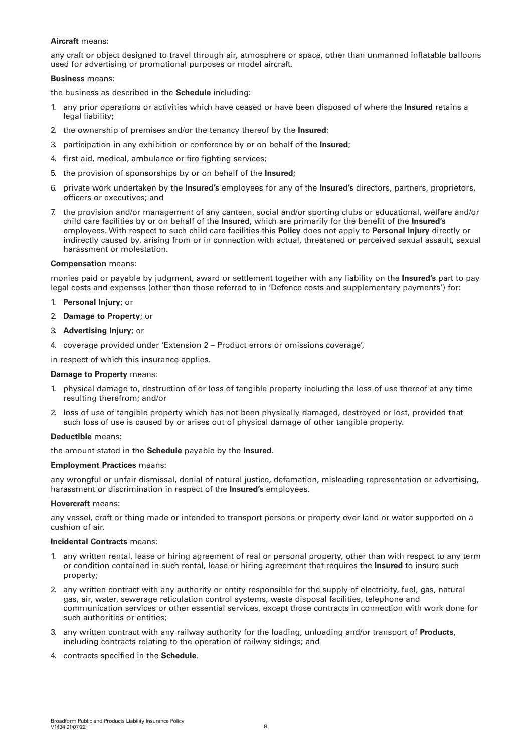**Aircraft** means:

any craft or object designed to travel through air, atmosphere or space, other than unmanned inflatable balloons used for advertising or promotional purposes or model aircraft.

**Business** means:

the business as described in the **Schedule** including:

1. any prior operations or activities which have ceased or have been disposed of where the **Insured** retains a legal liability;
2. the ownership of premises and/or the tenancy thereof by the **Insured**;
3. participation in any exhibition or conference by or on behalf of the **Insured**;
4. first aid, medical, ambulance or fire fighting services;
5. the provision of sponsorships by or on behalf of the **Insured**;
6. private work undertaken by the **Insured's** employees for any of the **Insured's** directors, partners, proprietors, officers or executives; and
7. the provision and/or management of any canteen, social and/or sporting clubs or educational, welfare and/or child care facilities by or on behalf of the **Insured**, which are primarily for the benefit of the **Insured's** employees. With respect to such child care facilities this **Policy** does not apply to **Personal Injury** directly or indirectly caused by, arising from or in connection with actual, threatened or perceived sexual assault, sexual harassment or molestation.

**Compensation** means:

monies paid or payable by judgment, award or settlement together with any liability on the **Insured's** part to pay legal costs and expenses (other than those referred to in 'Defence costs and supplementary payments') for:

1. **Personal Injury**; or
2. **Damage to Property**; or
3. **Advertising Injury**; or
4. coverage provided under 'Extension 2 – Product errors or omissions coverage',

in respect of which this insurance applies.

**Damage to Property** means:

1. physical damage to, destruction of or loss of tangible property including the loss of use thereof at any time resulting therefrom; and/or
2. loss of use of tangible property which has not been physically damaged, destroyed or lost, provided that such loss of use is caused by or arises out of physical damage of other tangible property.

**Deductible** means:

the amount stated in the **Schedule** payable by the **Insured**.

**Employment Practices** means:

any wrongful or unfair dismissal, denial of natural justice, defamation, misleading representation or advertising, harassment or discrimination in respect of the **Insured's** employees.

**Hovercraft** means:

any vessel, craft or thing made or intended to transport persons or property over land or water supported on a cushion of air.

**Incidental Contracts** means:

1. any written rental, lease or hiring agreement of real or personal property, other than with respect to any term or condition contained in such rental, lease or hiring agreement that requires the **Insured** to insure such property;
2. any written contract with any authority or entity responsible for the supply of electricity, fuel, gas, natural gas, air, water, sewerage reticulation control systems, waste disposal facilities, telephone and communication services or other essential services, except those contracts in connection with work done for such authorities or entities;
3. any written contract with any railway authority for the loading, unloading and/or transport of **Products**, including contracts relating to the operation of railway sidings; and
4. contracts specified in the **Schedule**.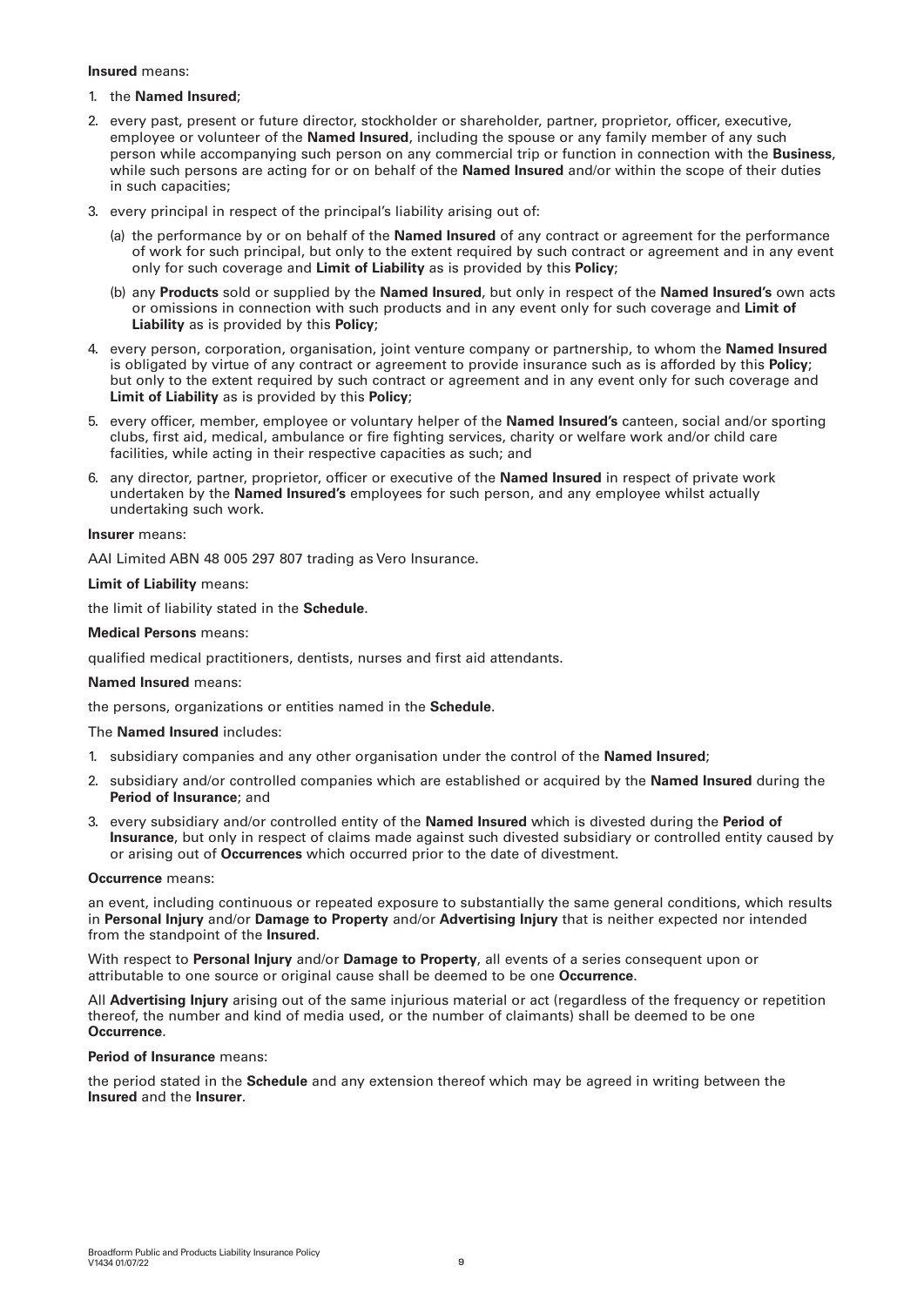**Insured** means:

1. the **Named Insured**;
2. every past, present or future director, stockholder or shareholder, partner, proprietor, officer, executive, employee or volunteer of the **Named Insured**, including the spouse or any family member of any such person while accompanying such person on any commercial trip or function in connection with the **Business**, while such persons are acting for or on behalf of the **Named Insured** and/or within the scope of their duties in such capacities;
3. every principal in respect of the principal's liability arising out of:
   (a) the performance by or on behalf of the **Named Insured** of any contract or agreement for the performance of work for such principal, but only to the extent required by such contract or agreement and in any event only for such coverage and **Limit of Liability** as is provided by this **Policy**;
   (b) any **Products** sold or supplied by the **Named Insured**, but only in respect of the **Named Insured's** own acts or omissions in connection with such products and in any event only for such coverage and **Limit of Liability** as is provided by this **Policy**;
4. every person, corporation, organisation, joint venture company or partnership, to whom the **Named Insured** is obligated by virtue of any contract or agreement to provide insurance such as is afforded by this **Policy**; but only to the extent required by such contract or agreement and in any event only for such coverage and **Limit of Liability** as is provided by this **Policy**;
5. every officer, member, employee or voluntary helper of the **Named Insured's** canteen, social and/or sporting clubs, first aid, medical, ambulance or fire fighting services, charity or welfare work and/or child care facilities, while acting in their respective capacities as such; and
6. any director, partner, proprietor, officer or executive of the **Named Insured** in respect of private work undertaken by the **Named Insured's** employees for such person, and any employee whilst actually undertaking such work.

**Insurer** means:

AAI Limited ABN 48 005 297 807 trading as Vero Insurance.

**Limit of Liability** means:

the limit of liability stated in the **Schedule**.

**Medical Persons** means:

qualified medical practitioners, dentists, nurses and first aid attendants.

**Named Insured** means:

the persons, organizations or entities named in the **Schedule**.

The **Named Insured** includes:

1. subsidiary companies and any other organisation under the control of the **Named Insured**;
2. subsidiary and/or controlled companies which are established or acquired by the **Named Insured** during the **Period of Insurance**; and
3. every subsidiary and/or controlled entity of the **Named Insured** which is divested during the **Period of Insurance**, but only in respect of claims made against such divested subsidiary or controlled entity caused by or arising out of **Occurrences** which occurred prior to the date of divestment.

**Occurrence** means:

an event, including continuous or repeated exposure to substantially the same general conditions, which results in **Personal Injury** and/or **Damage to Property** and/or **Advertising Injury** that is neither expected nor intended from the standpoint of the **Insured**.

With respect to **Personal Injury** and/or **Damage to Property**, all events of a series consequent upon or attributable to one source or original cause shall be deemed to be one **Occurrence**.

All **Advertising Injury** arising out of the same injurious material or act (regardless of the frequency or repetition thereof, the number and kind of media used, or the number of claimants) shall be deemed to be one **Occurrence**.

**Period of Insurance** means:

the period stated in the **Schedule** and any extension thereof which may be agreed in writing between the **Insured** and the **Insurer**.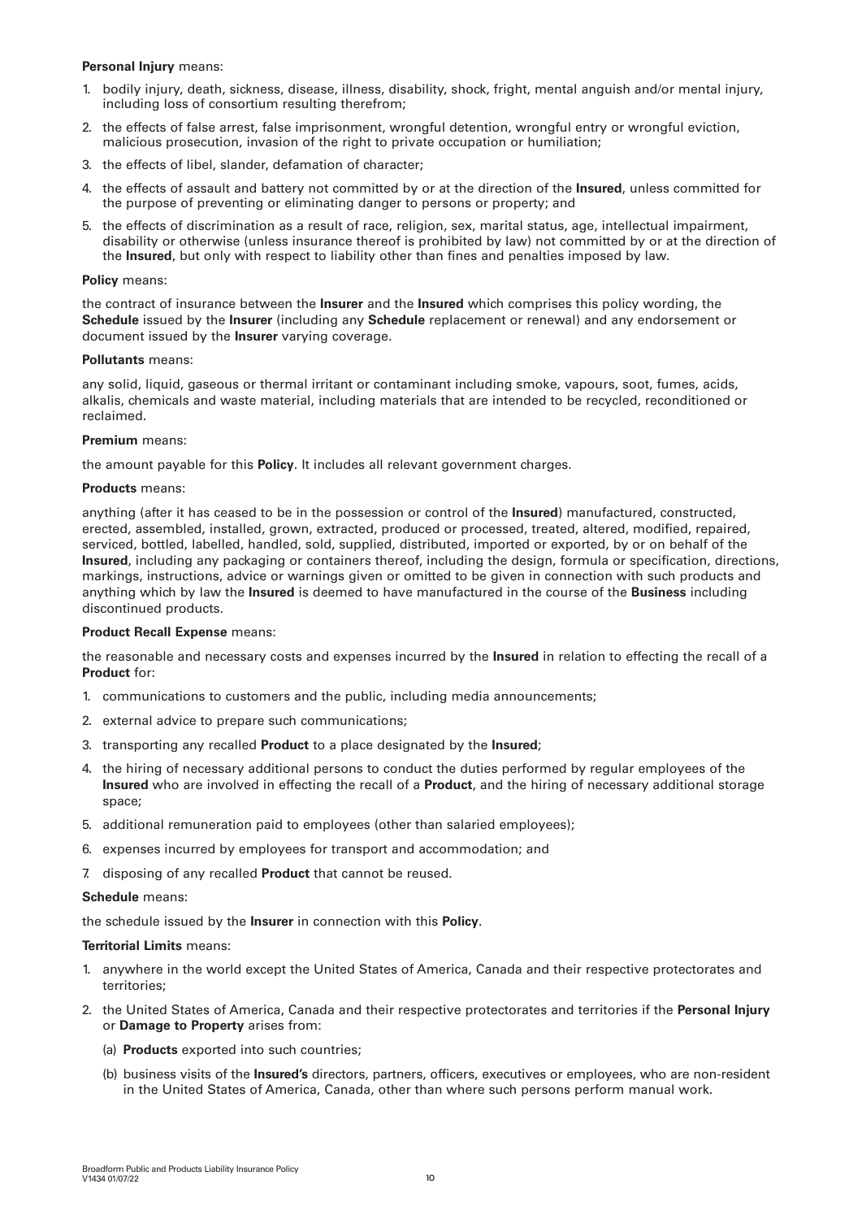**Personal Injury** means:

1. bodily injury, death, sickness, disease, illness, disability, shock, fright, mental anguish and/or mental injury, including loss of consortium resulting therefrom;
2. the effects of false arrest, false imprisonment, wrongful detention, wrongful entry or wrongful eviction, malicious prosecution, invasion of the right to private occupation or humiliation;
3. the effects of libel, slander, defamation of character;
4. the effects of assault and battery not committed by or at the direction of the **Insured**, unless committed for the purpose of preventing or eliminating danger to persons or property; and
5. the effects of discrimination as a result of race, religion, sex, marital status, age, intellectual impairment, disability or otherwise (unless insurance thereof is prohibited by law) not committed by or at the direction of the **Insured**, but only with respect to liability other than fines and penalties imposed by law.

**Policy** means:

the contract of insurance between the **Insurer** and the **Insured** which comprises this policy wording, the **Schedule** issued by the **Insurer** (including any **Schedule** replacement or renewal) and any endorsement or document issued by the **Insurer** varying coverage.

**Pollutants** means:

any solid, liquid, gaseous or thermal irritant or contaminant including smoke, vapours, soot, fumes, acids, alkalis, chemicals and waste material, including materials that are intended to be recycled, reconditioned or reclaimed.

**Premium** means:

the amount payable for this **Policy**. It includes all relevant government charges.

**Products** means:

anything (after it has ceased to be in the possession or control of the **Insured**) manufactured, constructed, erected, assembled, installed, grown, extracted, produced or processed, treated, altered, modified, repaired, serviced, bottled, labelled, handled, sold, supplied, distributed, imported or exported, by or on behalf of the **Insured**, including any packaging or containers thereof, including the design, formula or specification, directions, markings, instructions, advice or warnings given or omitted to be given in connection with such products and anything which by law the **Insured** is deemed to have manufactured in the course of the **Business** including discontinued products.

**Product Recall Expense** means:

the reasonable and necessary costs and expenses incurred by the **Insured** in relation to effecting the recall of a **Product** for:

1. communications to customers and the public, including media announcements;
2. external advice to prepare such communications;
3. transporting any recalled **Product** to a place designated by the **Insured**;
4. the hiring of necessary additional persons to conduct the duties performed by regular employees of the **Insured** who are involved in effecting the recall of a **Product**, and the hiring of necessary additional storage space;
5. additional remuneration paid to employees (other than salaried employees);
6. expenses incurred by employees for transport and accommodation; and
7. disposing of any recalled **Product** that cannot be reused.

**Schedule** means:

the schedule issued by the **Insurer** in connection with this **Policy**.

**Territorial Limits** means:

1. anywhere in the world except the United States of America, Canada and their respective protectorates and territories;
2. the United States of America, Canada and their respective protectorates and territories if the **Personal Injury** or **Damage to Property** arises from:
   (a) **Products** exported into such countries;
   (b) business visits of the **Insured's** directors, partners, officers, executives or employees, who are non-resident in the United States of America, Canada, other than where such persons perform manual work.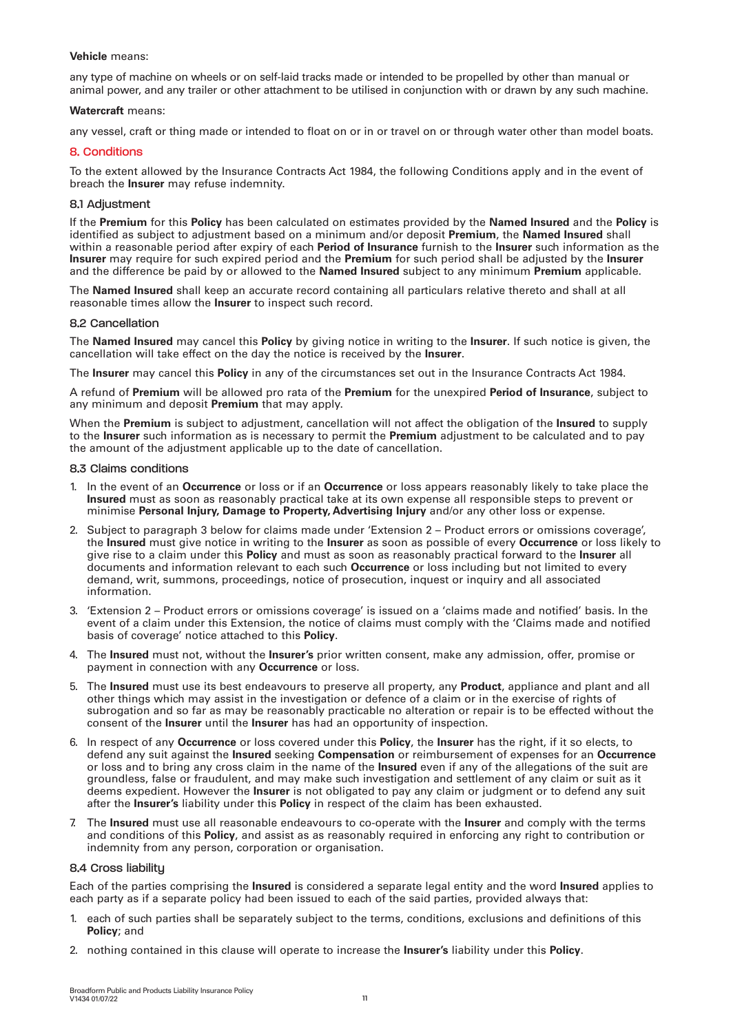**Vehicle** means:

any type of machine on wheels or on self-laid tracks made or intended to be propelled by other than manual or animal power, and any trailer or other attachment to be utilised in conjunction with or drawn by any such machine.

**Watercraft** means:

any vessel, craft or thing made or intended to float on or in or travel on or through water other than model boats.

## 8. Conditions

To the extent allowed by the Insurance Contracts Act 1984, the following Conditions apply and in the event of breach the **Insurer** may refuse indemnity.

### 8.1 Adjustment

If the **Premium** for this **Policy** has been calculated on estimates provided by the **Named Insured** and the **Policy** is identified as subject to adjustment based on a minimum and/or deposit **Premium**, the **Named Insured** shall within a reasonable period after expiry of each **Period of Insurance** furnish to the **Insurer** such information as the **Insurer** may require for such expired period and the **Premium** for such period shall be adjusted by the **Insurer** and the difference be paid by or allowed to the **Named Insured** subject to any minimum **Premium** applicable.

The **Named Insured** shall keep an accurate record containing all particulars relative thereto and shall at all reasonable times allow the **Insurer** to inspect such record.

### 8.2 Cancellation

The **Named Insured** may cancel this **Policy** by giving notice in writing to the **Insurer**. If such notice is given, the cancellation will take effect on the day the notice is received by the **Insurer**.

The **Insurer** may cancel this **Policy** in any of the circumstances set out in the Insurance Contracts Act 1984.

A refund of **Premium** will be allowed pro rata of the **Premium** for the unexpired **Period of Insurance**, subject to any minimum and deposit **Premium** that may apply.

When the **Premium** is subject to adjustment, cancellation will not affect the obligation of the **Insured** to supply to the **Insurer** such information as is necessary to permit the **Premium** adjustment to be calculated and to pay the amount of the adjustment applicable up to the date of cancellation.

### 8.3 Claims conditions

1. In the event of an **Occurrence** or loss or if an **Occurrence** or loss appears reasonably likely to take place the **Insured** must as soon as reasonably practical take at its own expense all responsible steps to prevent or minimise **Personal Injury, Damage to Property, Advertising Injury** and/or any other loss or expense.
2. Subject to paragraph 3 below for claims made under 'Extension 2 – Product errors or omissions coverage', the **Insured** must give notice in writing to the **Insurer** as soon as possible of every **Occurrence** or loss likely to give rise to a claim under this **Policy** and must as soon as reasonably practical forward to the **Insurer** all documents and information relevant to each such **Occurrence** or loss including but not limited to every demand, writ, summons, proceedings, notice of prosecution, inquest or inquiry and all associated information.
3. 'Extension 2 – Product errors or omissions coverage' is issued on a 'claims made and notified' basis. In the event of a claim under this Extension, the notice of claims must comply with the 'Claims made and notified basis of coverage' notice attached to this **Policy**.
4. The **Insured** must not, without the **Insurer's** prior written consent, make any admission, offer, promise or payment in connection with any **Occurrence** or loss.
5. The **Insured** must use its best endeavours to preserve all property, any **Product**, appliance and plant and all other things which may assist in the investigation or defence of a claim or in the exercise of rights of subrogation and so far as may be reasonably practicable no alteration or repair is to be effected without the consent of the **Insurer** until the **Insurer** has had an opportunity of inspection.
6. In respect of any **Occurrence** or loss covered under this **Policy**, the **Insurer** has the right, if it so elects, to defend any suit against the **Insured** seeking **Compensation** or reimbursement of expenses for an **Occurrence** or loss and to bring any cross claim in the name of the **Insured** even if any of the allegations of the suit are groundless, false or fraudulent, and may make such investigation and settlement of any claim or suit as it deems expedient. However the **Insurer** is not obligated to pay any claim or judgment or to defend any suit after the **Insurer's** liability under this **Policy** in respect of the claim has been exhausted.
7. The **Insured** must use all reasonable endeavours to co-operate with the **Insurer** and comply with the terms and conditions of this **Policy**, and assist as as reasonably required in enforcing any right to contribution or indemnity from any person, corporation or organisation.

### 8.4 Cross liability

Each of the parties comprising the **Insured** is considered a separate legal entity and the word **Insured** applies to each party as if a separate policy had been issued to each of the said parties, provided always that:

1. each of such parties shall be separately subject to the terms, conditions, exclusions and definitions of this **Policy**; and
2. nothing contained in this clause will operate to increase the **Insurer's** liability under this **Policy**.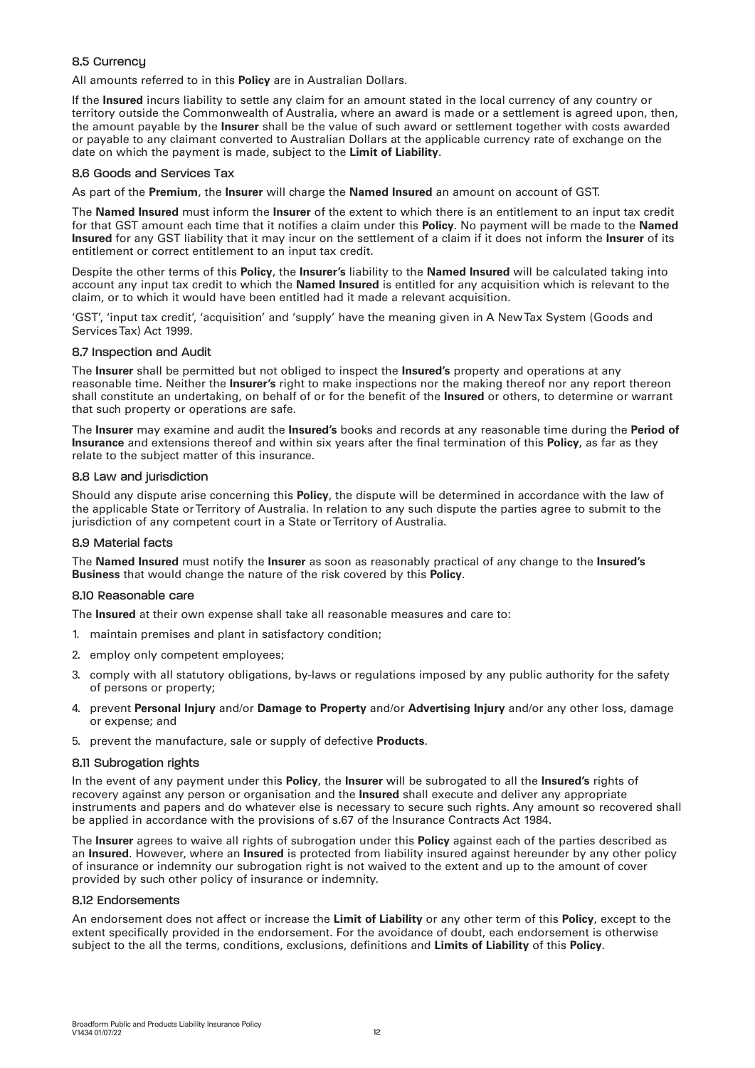### 8.5 Currency

All amounts referred to in this **Policy** are in Australian Dollars.

If the **Insured** incurs liability to settle any claim for an amount stated in the local currency of any country or territory outside the Commonwealth of Australia, where an award is made or a settlement is agreed upon, then, the amount payable by the **Insurer** shall be the value of such award or settlement together with costs awarded or payable to any claimant converted to Australian Dollars at the applicable currency rate of exchange on the date on which the payment is made, subject to the **Limit of Liability**.

### 8.6 Goods and Services Tax

As part of the **Premium**, the **Insurer** will charge the **Named Insured** an amount on account of GST.

The **Named Insured** must inform the **Insurer** of the extent to which there is an entitlement to an input tax credit for that GST amount each time that it notifies a claim under this **Policy**. No payment will be made to the **Named Insured** for any GST liability that it may incur on the settlement of a claim if it does not inform the **Insurer** of its entitlement or correct entitlement to an input tax credit.

Despite the other terms of this **Policy**, the **Insurer's** liability to the **Named Insured** will be calculated taking into account any input tax credit to which the **Named Insured** is entitled for any acquisition which is relevant to the claim, or to which it would have been entitled had it made a relevant acquisition.

'GST', 'input tax credit', 'acquisition' and 'supply' have the meaning given in A New Tax System (Goods and Services Tax) Act 1999.

### 8.7 Inspection and Audit

The **Insurer** shall be permitted but not obliged to inspect the **Insured's** property and operations at any reasonable time. Neither the **Insurer's** right to make inspections nor the making thereof nor any report thereon shall constitute an undertaking, on behalf of or for the benefit of the **Insured** or others, to determine or warrant that such property or operations are safe.

The **Insurer** may examine and audit the **Insured's** books and records at any reasonable time during the **Period of Insurance** and extensions thereof and within six years after the final termination of this **Policy**, as far as they relate to the subject matter of this insurance.

### 8.8 Law and jurisdiction

Should any dispute arise concerning this **Policy**, the dispute will be determined in accordance with the law of the applicable State or Territory of Australia. In relation to any such dispute the parties agree to submit to the jurisdiction of any competent court in a State or Territory of Australia.

### 8.9 Material facts

The **Named Insured** must notify the **Insurer** as soon as reasonably practical of any change to the **Insured's Business** that would change the nature of the risk covered by this **Policy**.

### 8.10 Reasonable care

The **Insured** at their own expense shall take all reasonable measures and care to:

1. maintain premises and plant in satisfactory condition;
2. employ only competent employees;
3. comply with all statutory obligations, by-laws or regulations imposed by any public authority for the safety of persons or property;
4. prevent **Personal Injury** and/or **Damage to Property** and/or **Advertising Injury** and/or any other loss, damage or expense; and
5. prevent the manufacture, sale or supply of defective **Products**.

### 8.11 Subrogation rights

In the event of any payment under this **Policy**, the **Insurer** will be subrogated to all the **Insured's** rights of recovery against any person or organisation and the **Insured** shall execute and deliver any appropriate instruments and papers and do whatever else is necessary to secure such rights. Any amount so recovered shall be applied in accordance with the provisions of s.67 of the Insurance Contracts Act 1984.

The **Insurer** agrees to waive all rights of subrogation under this **Policy** against each of the parties described as an **Insured**. However, where an **Insured** is protected from liability insured against hereunder by any other policy of insurance or indemnity our subrogation right is not waived to the extent and up to the amount of cover provided by such other policy of insurance or indemnity.

### 8.12 Endorsements

An endorsement does not affect or increase the **Limit of Liability** or any other term of this **Policy**, except to the extent specifically provided in the endorsement. For the avoidance of doubt, each endorsement is otherwise subject to the all the terms, conditions, exclusions, definitions and **Limits of Liability** of this **Policy**.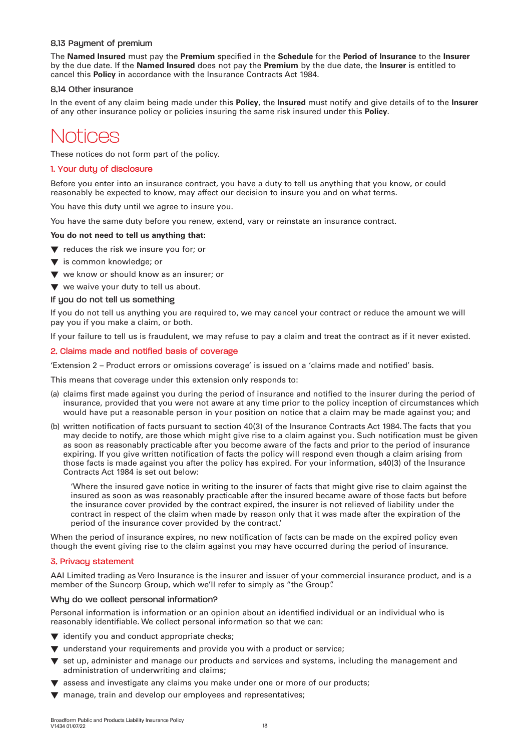### 8.13 Payment of premium

The **Named Insured** must pay the **Premium** specified in the **Schedule** for the **Period of Insurance** to the **Insurer** by the due date. If the **Named Insured** does not pay the **Premium** by the due date, the **Insurer** is entitled to cancel this **Policy** in accordance with the Insurance Contracts Act 1984.

### 8.14 Other insurance

In the event of any claim being made under this **Policy**, the **Insured** must notify and give details of to the **Insurer** of any other insurance policy or policies insuring the same risk insured under this **Policy**.

# Notices

These notices do not form part of the policy.

## 1. Your duty of disclosure

Before you enter into an insurance contract, you have a duty to tell us anything that you know, or could reasonably be expected to know, may affect our decision to insure you and on what terms.

You have this duty until we agree to insure you.

You have the same duty before you renew, extend, vary or reinstate an insurance contract.

**You do not need to tell us anything that:**

- reduces the risk we insure you for; or
- is common knowledge; or
- we know or should know as an insurer; or
- we waive your duty to tell us about.

### If you do not tell us something

If you do not tell us anything you are required to, we may cancel your contract or reduce the amount we will pay you if you make a claim, or both.

If your failure to tell us is fraudulent, we may refuse to pay a claim and treat the contract as if it never existed.

## 2. Claims made and notified basis of coverage

'Extension 2 – Product errors or omissions coverage' is issued on a 'claims made and notified' basis.

This means that coverage under this extension only responds to:

(a) claims first made against you during the period of insurance and notified to the insurer during the period of insurance, provided that you were not aware at any time prior to the policy inception of circumstances which would have put a reasonable person in your position on notice that a claim may be made against you; and

(b) written notification of facts pursuant to section 40(3) of the Insurance Contracts Act 1984. The facts that you may decide to notify, are those which might give rise to a claim against you. Such notification must be given as soon as reasonably practicable after you become aware of the facts and prior to the period of insurance expiring. If you give written notification of facts the policy will respond even though a claim arising from those facts is made against you after the policy has expired. For your information, s40(3) of the Insurance Contracts Act 1984 is set out below:

> 'Where the insured gave notice in writing to the insurer of facts that might give rise to claim against the insured as soon as was reasonably practicable after the insured became aware of those facts but before the insurance cover provided by the contract expired, the insurer is not relieved of liability under the contract in respect of the claim when made by reason only that it was made after the expiration of the period of the insurance cover provided by the contract.'

When the period of insurance expires, no new notification of facts can be made on the expired policy even though the event giving rise to the claim against you may have occurred during the period of insurance.

## 3. Privacy statement

AAI Limited trading as Vero Insurance is the insurer and issuer of your commercial insurance product, and is a member of the Suncorp Group, which we'll refer to simply as "the Group".

### Why do we collect personal information?

Personal information is information or an opinion about an identified individual or an individual who is reasonably identifiable. We collect personal information so that we can:

- identify you and conduct appropriate checks;
- understand your requirements and provide you with a product or service;
- set up, administer and manage our products and services and systems, including the management and administration of underwriting and claims;
- assess and investigate any claims you make under one or more of our products;
- manage, train and develop our employees and representatives;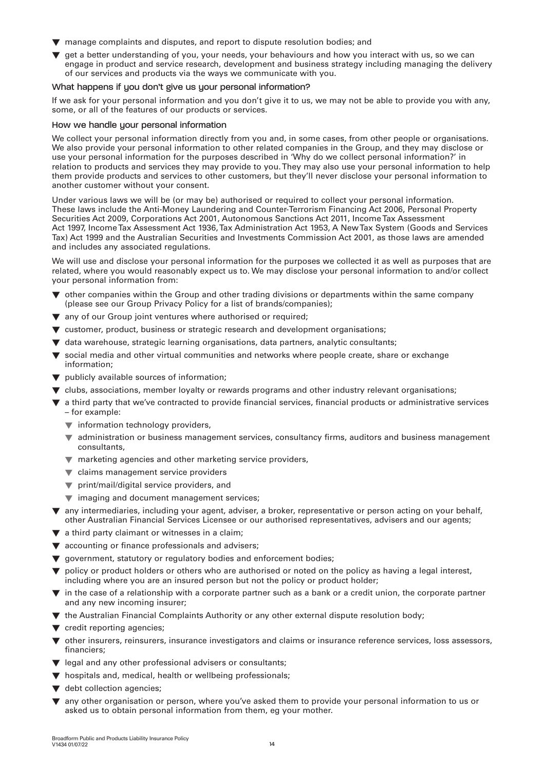- manage complaints and disputes, and report to dispute resolution bodies; and
- get a better understanding of you, your needs, your behaviours and how you interact with us, so we can engage in product and service research, development and business strategy including managing the delivery of our services and products via the ways we communicate with you.

### What happens if you don't give us your personal information?

If we ask for your personal information and you don't give it to us, we may not be able to provide you with any, some, or all of the features of our products or services.

### How we handle your personal information

We collect your personal information directly from you and, in some cases, from other people or organisations. We also provide your personal information to other related companies in the Group, and they may disclose or use your personal information for the purposes described in 'Why do we collect personal information?' in relation to products and services they may provide to you. They may also use your personal information to help them provide products and services to other customers, but they'll never disclose your personal information to another customer without your consent.

Under various laws we will be (or may be) authorised or required to collect your personal information. These laws include the Anti-Money Laundering and Counter-Terrorism Financing Act 2006, Personal Property Securities Act 2009, Corporations Act 2001, Autonomous Sanctions Act 2011, Income Tax Assessment Act 1997, Income Tax Assessment Act 1936, Tax Administration Act 1953, A New Tax System (Goods and Services Tax) Act 1999 and the Australian Securities and Investments Commission Act 2001, as those laws are amended and includes any associated regulations.

We will use and disclose your personal information for the purposes we collected it as well as purposes that are related, where you would reasonably expect us to. We may disclose your personal information to and/or collect your personal information from:

- other companies within the Group and other trading divisions or departments within the same company (please see our Group Privacy Policy for a list of brands/companies);
- any of our Group joint ventures where authorised or required;
- customer, product, business or strategic research and development organisations;
- data warehouse, strategic learning organisations, data partners, analytic consultants;
- social media and other virtual communities and networks where people create, share or exchange information;
- publicly available sources of information;
- clubs, associations, member loyalty or rewards programs and other industry relevant organisations;
- a third party that we've contracted to provide financial services, financial products or administrative services – for example:
  - information technology providers,
  - administration or business management services, consultancy firms, auditors and business management consultants,
  - marketing agencies and other marketing service providers,
  - claims management service providers
  - print/mail/digital service providers, and
  - imaging and document management services;
- any intermediaries, including your agent, adviser, a broker, representative or person acting on your behalf, other Australian Financial Services Licensee or our authorised representatives, advisers and our agents;
- a third party claimant or witnesses in a claim;
- accounting or finance professionals and advisers;
- government, statutory or regulatory bodies and enforcement bodies;
- policy or product holders or others who are authorised or noted on the policy as having a legal interest, including where you are an insured person but not the policy or product holder;
- in the case of a relationship with a corporate partner such as a bank or a credit union, the corporate partner and any new incoming insurer;
- the Australian Financial Complaints Authority or any other external dispute resolution body;
- credit reporting agencies;
- other insurers, reinsurers, insurance investigators and claims or insurance reference services, loss assessors, financiers;
- legal and any other professional advisers or consultants;
- hospitals and, medical, health or wellbeing professionals;
- debt collection agencies;
- any other organisation or person, where you've asked them to provide your personal information to us or asked us to obtain personal information from them, eg your mother.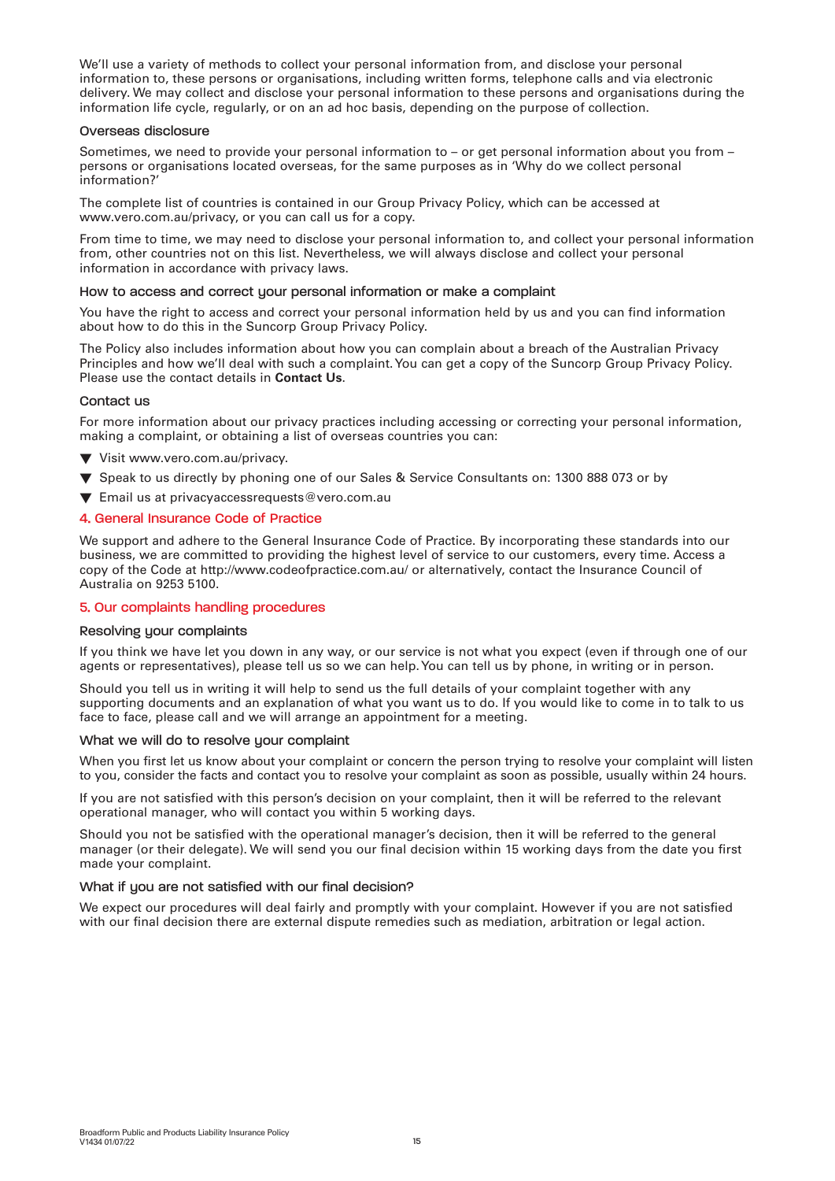We'll use a variety of methods to collect your personal information from, and disclose your personal information to, these persons or organisations, including written forms, telephone calls and via electronic delivery. We may collect and disclose your personal information to these persons and organisations during the information life cycle, regularly, or on an ad hoc basis, depending on the purpose of collection.

### Overseas disclosure

Sometimes, we need to provide your personal information to – or get personal information about you from – persons or organisations located overseas, for the same purposes as in 'Why do we collect personal information?'

The complete list of countries is contained in our Group Privacy Policy, which can be accessed at www.vero.com.au/privacy, or you can call us for a copy.

From time to time, we may need to disclose your personal information to, and collect your personal information from, other countries not on this list. Nevertheless, we will always disclose and collect your personal information in accordance with privacy laws.

### How to access and correct your personal information or make a complaint

You have the right to access and correct your personal information held by us and you can find information about how to do this in the Suncorp Group Privacy Policy.

The Policy also includes information about how you can complain about a breach of the Australian Privacy Principles and how we'll deal with such a complaint. You can get a copy of the Suncorp Group Privacy Policy. Please use the contact details in **Contact Us**.

### Contact us

For more information about our privacy practices including accessing or correcting your personal information, making a complaint, or obtaining a list of overseas countries you can:

- Visit www.vero.com.au/privacy.
- Speak to us directly by phoning one of our Sales & Service Consultants on: 1300 888 073 or by
- Email us at privacyaccessrequests@vero.com.au

## 4. General Insurance Code of Practice

We support and adhere to the General Insurance Code of Practice. By incorporating these standards into our business, we are committed to providing the highest level of service to our customers, every time. Access a copy of the Code at http://www.codeofpractice.com.au/ or alternatively, contact the Insurance Council of Australia on 9253 5100.

## 5. Our complaints handling procedures

### Resolving your complaints

If you think we have let you down in any way, or our service is not what you expect (even if through one of our agents or representatives), please tell us so we can help. You can tell us by phone, in writing or in person.

Should you tell us in writing it will help to send us the full details of your complaint together with any supporting documents and an explanation of what you want us to do. If you would like to come in to talk to us face to face, please call and we will arrange an appointment for a meeting.

### What we will do to resolve your complaint

When you first let us know about your complaint or concern the person trying to resolve your complaint will listen to you, consider the facts and contact you to resolve your complaint as soon as possible, usually within 24 hours.

If you are not satisfied with this person's decision on your complaint, then it will be referred to the relevant operational manager, who will contact you within 5 working days.

Should you not be satisfied with the operational manager's decision, then it will be referred to the general manager (or their delegate). We will send you our final decision within 15 working days from the date you first made your complaint.

### What if you are not satisfied with our final decision?

We expect our procedures will deal fairly and promptly with your complaint. However if you are not satisfied with our final decision there are external dispute remedies such as mediation, arbitration or legal action.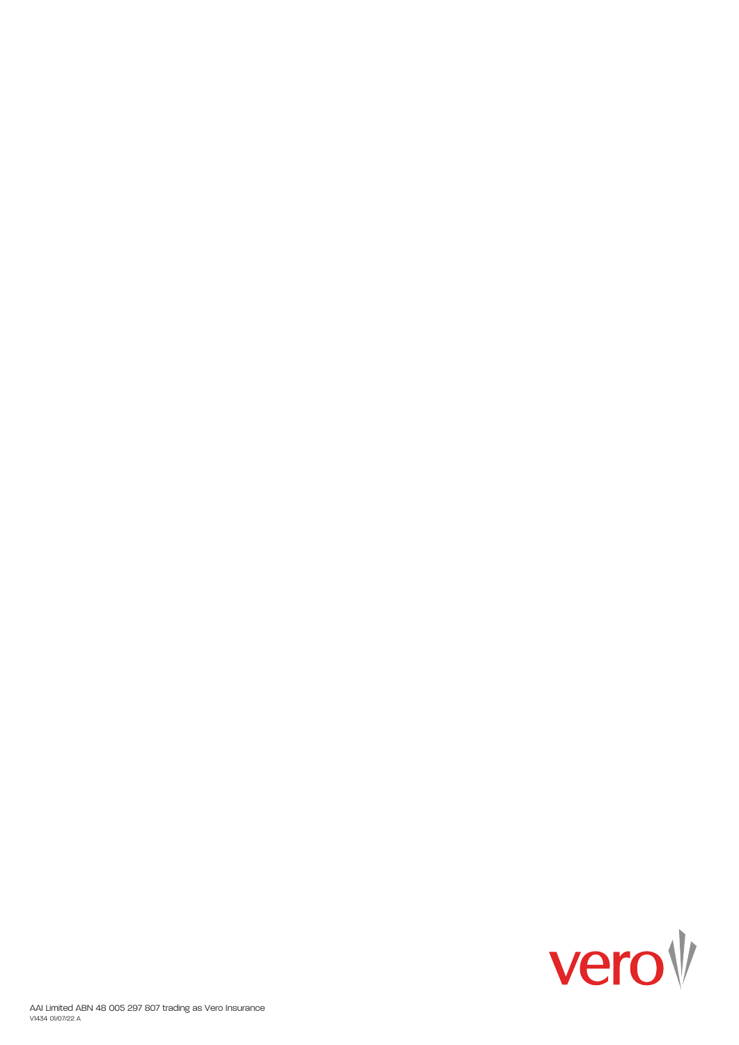vero

AAI Limited ABN 48 005 297 807 trading as Vero Insurance
V1434 01/07/22 A